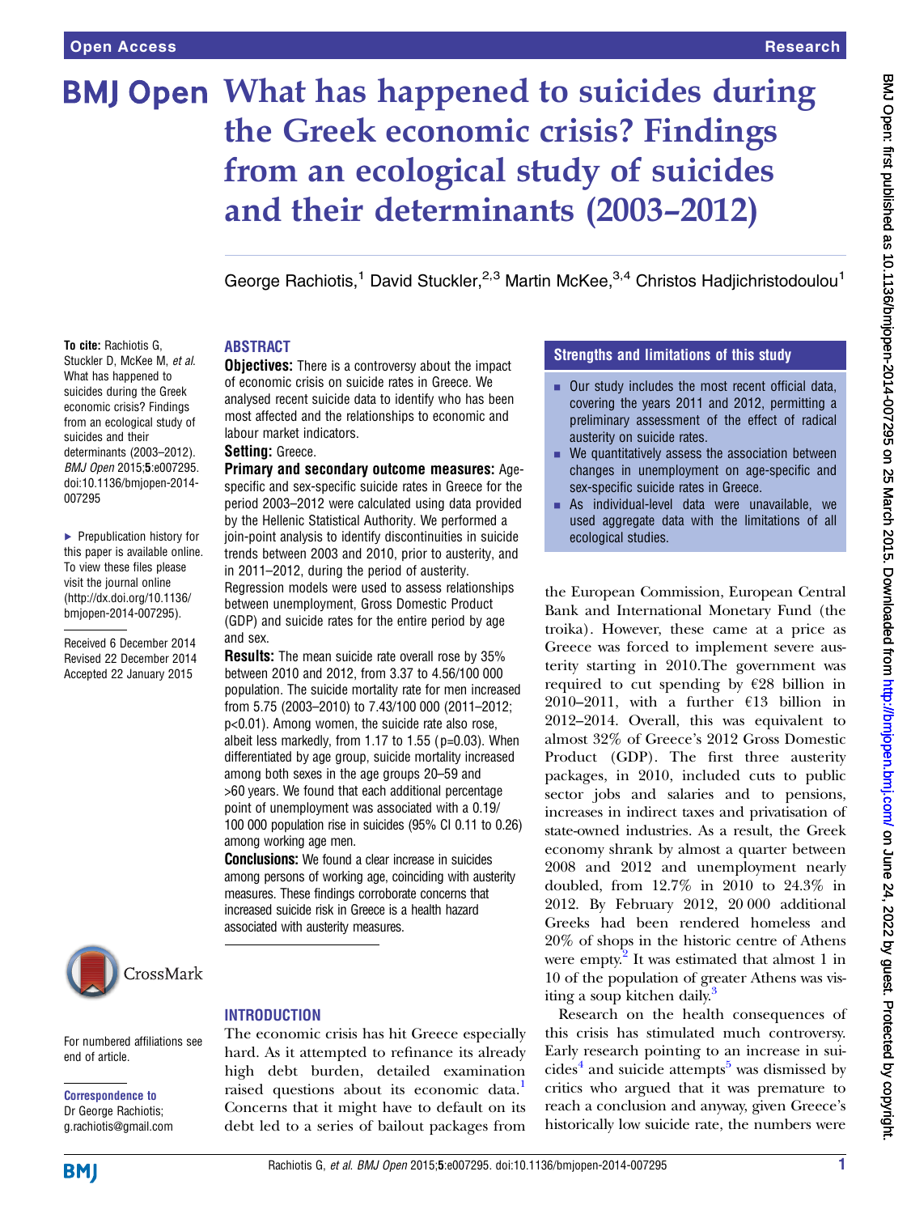# What has happened to suicides during the Greek economic crisis? Findings from an ecological study of suicides and their determinants (2003–2012)

George Rachiotis,[1] David Stuckler,[2,3] Martin McKee,[3,4] Christos Hadjichristodoulou[1]

**To cite:** Rachiotis G, Stuckler D, McKee M, *et al*. What has happened to suicides during the Greek economic crisis? Findings from an ecological study of suicides and their determinants (2003–2012). *BMJ Open* 2015;**5**:e007295. doi:10.1136/bmjopen-2014-007295

▶ Prepublication history for this paper is available online. To view these files please visit the journal online (http://dx.doi.org/10.1136/bmjopen-2014-007295).

Received 6 December 2014
Revised 22 December 2014
Accepted 22 January 2015

## ABSTRACT

**Objectives:** There is a controversy about the impact of economic crisis on suicide rates in Greece. We analysed recent suicide data to identify who has been most affected and the relationships to economic and labour market indicators.

**Setting:** Greece.

**Primary and secondary outcome measures:** Age-specific and sex-specific suicide rates in Greece for the period 2003–2012 were calculated using data provided by the Hellenic Statistical Authority. We performed a join-point analysis to identify discontinuities in suicide trends between 2003 and 2010, prior to austerity, and in 2011–2012, during the period of austerity. Regression models were used to assess relationships between unemployment, Gross Domestic Product (GDP) and suicide rates for the entire period by age and sex.

**Results:** The mean suicide rate overall rose by 35% between 2010 and 2012, from 3.37 to 4.56/100 000 population. The suicide mortality rate for men increased from 5.75 (2003–2010) to 7.43/100 000 (2011–2012; p<0.01). Among women, the suicide rate also rose, albeit less markedly, from 1.17 to 1.55 (p=0.03). When differentiated by age group, suicide mortality increased among both sexes in the age groups 20–59 and >60 years. We found that each additional percentage point of unemployment was associated with a 0.19/100 000 population rise in suicides (95% CI 0.11 to 0.26) among working age men.

**Conclusions:** We found a clear increase in suicides among persons of working age, coinciding with austerity measures. These findings corroborate concerns that increased suicide risk in Greece is a health hazard associated with austerity measures.

## Strengths and limitations of this study

- Our study includes the most recent official data, covering the years 2011 and 2012, permitting a preliminary assessment of the effect of radical austerity on suicide rates.
- We quantitatively assess the association between changes in unemployment on age-specific and sex-specific suicide rates in Greece.
- As individual-level data were unavailable, we used aggregate data with the limitations of all ecological studies.

## INTRODUCTION

The economic crisis has hit Greece especially hard. As it attempted to refinance its already high debt burden, detailed examination raised questions about its economic data.[1] Concerns that it might have to default on its debt led to a series of bailout packages from the European Commission, European Central Bank and International Monetary Fund (the troika). However, these came at a price as Greece was forced to implement severe austerity starting in 2010.The government was required to cut spending by €28 billion in 2010–2011, with a further €13 billion in 2012–2014. Overall, this was equivalent to almost 32% of Greece's 2012 Gross Domestic Product (GDP). The first three austerity packages, in 2010, included cuts to public sector jobs and salaries and to pensions, increases in indirect taxes and privatisation of state-owned industries. As a result, the Greek economy shrank by almost a quarter between 2008 and 2012 and unemployment nearly doubled, from 12.7% in 2010 to 24.3% in 2012. By February 2012, 20 000 additional Greeks had been rendered homeless and 20% of shops in the historic centre of Athens were empty.[2] It was estimated that almost 1 in 10 of the population of greater Athens was visiting a soup kitchen daily.[3]

Research on the health consequences of this crisis has stimulated much controversy. Early research pointing to an increase in suicides[4] and suicide attempts[5] was dismissed by critics who argued that it was premature to reach a conclusion and anyway, given Greece's historically low suicide rate, the numbers were

For numbered affiliations see end of article.

**Correspondence to**
Dr George Rachiotis;
g.rachiotis@gmail.com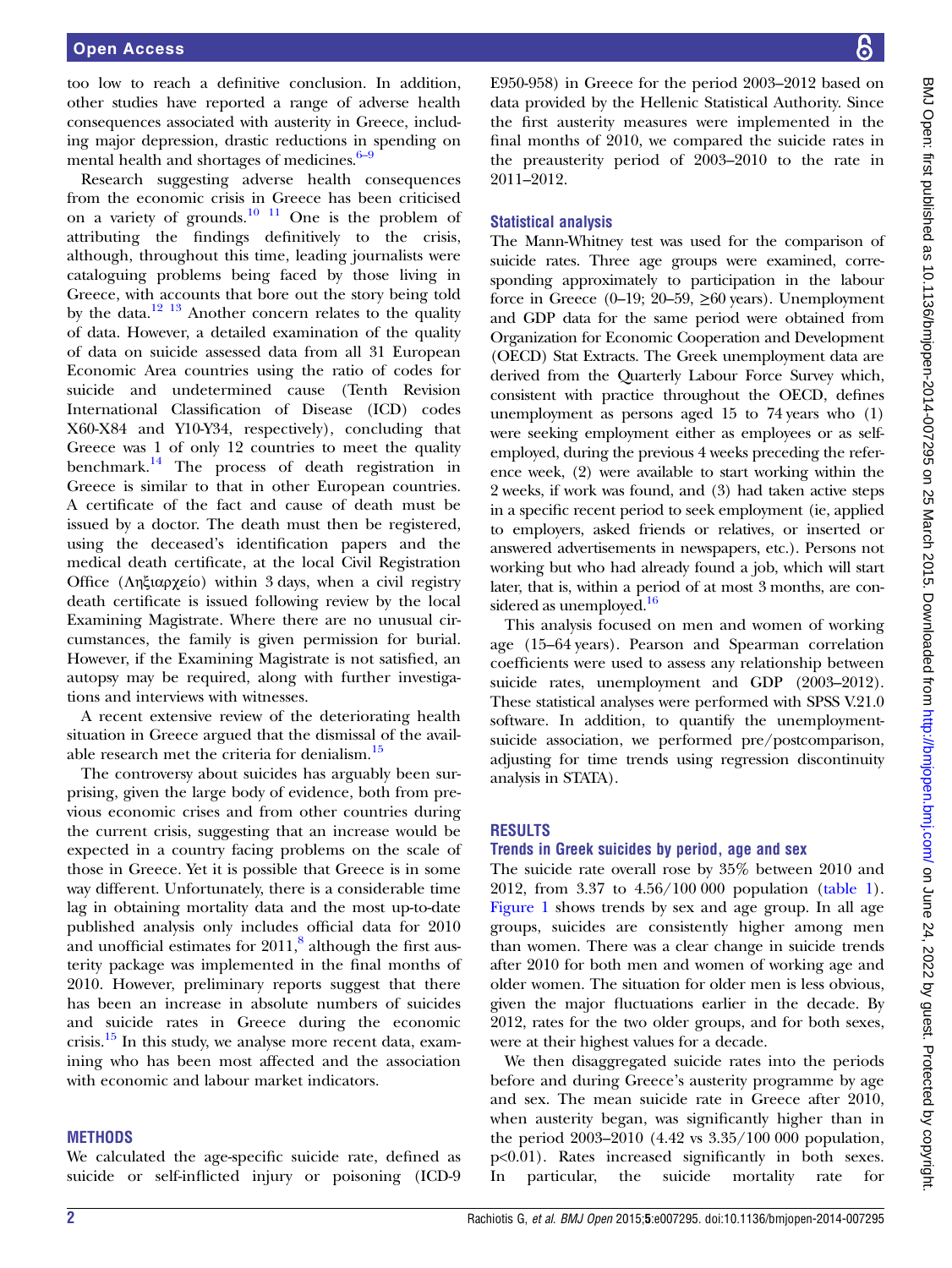too low to reach a definitive conclusion. In addition, other studies have reported a range of adverse health consequences associated with austerity in Greece, including major depression, drastic reductions in spending on mental health and shortages of medicines.[6–9]

Research suggesting adverse health consequences from the economic crisis in Greece has been criticised on a variety of grounds.[10 11] One is the problem of attributing the findings definitively to the crisis, although, throughout this time, leading journalists were cataloguing problems being faced by those living in Greece, with accounts that bore out the story being told by the data.[12 13] Another concern relates to the quality of data. However, a detailed examination of the quality of data on suicide assessed data from all 31 European Economic Area countries using the ratio of codes for suicide and undetermined cause (Tenth Revision International Classification of Disease (ICD) codes X60-X84 and Y10-Y34, respectively), concluding that Greece was 1 of only 12 countries to meet the quality benchmark.[14] The process of death registration in Greece is similar to that in other European countries. A certificate of the fact and cause of death must be issued by a doctor. The death must then be registered, using the deceased's identification papers and the medical death certificate, at the local Civil Registration Office (Ληξιαρχείο) within 3 days, when a civil registry death certificate is issued following review by the local Examining Magistrate. Where there are no unusual circumstances, the family is given permission for burial. However, if the Examining Magistrate is not satisfied, an autopsy may be required, along with further investigations and interviews with witnesses.

A recent extensive review of the deteriorating health situation in Greece argued that the dismissal of the available research met the criteria for denialism.[15]

The controversy about suicides has arguably been surprising, given the large body of evidence, both from previous economic crises and from other countries during the current crisis, suggesting that an increase would be expected in a country facing problems on the scale of those in Greece. Yet it is possible that Greece is in some way different. Unfortunately, there is a considerable time lag in obtaining mortality data and the most up-to-date published analysis only includes official data for 2010 and unofficial estimates for 2011,[8] although the first austerity package was implemented in the final months of 2010. However, preliminary reports suggest that there has been an increase in absolute numbers of suicides and suicide rates in Greece during the economic crisis.[15] In this study, we analyse more recent data, examining who has been most affected and the association with economic and labour market indicators.

## METHODS

We calculated the age-specific suicide rate, defined as suicide or self-inflicted injury or poisoning (ICD-9 E950-958) in Greece for the period 2003–2012 based on data provided by the Hellenic Statistical Authority. Since the first austerity measures were implemented in the final months of 2010, we compared the suicide rates in the preausterity period of 2003–2010 to the rate in 2011–2012.

### Statistical analysis

The Mann-Whitney test was used for the comparison of suicide rates. Three age groups were examined, corresponding approximately to participation in the labour force in Greece (0–19; 20–59, ≥60 years). Unemployment and GDP data for the same period were obtained from Organization for Economic Cooperation and Development (OECD) Stat Extracts. The Greek unemployment data are derived from the Quarterly Labour Force Survey which, consistent with practice throughout the OECD, defines unemployment as persons aged 15 to 74 years who (1) were seeking employment either as employees or as self-employed, during the previous 4 weeks preceding the reference week, (2) were available to start working within the 2 weeks, if work was found, and (3) had taken active steps in a specific recent period to seek employment (ie, applied to employers, asked friends or relatives, or inserted or answered advertisements in newspapers, etc.). Persons not working but who had already found a job, which will start later, that is, within a period of at most 3 months, are considered as unemployed.[16]

This analysis focused on men and women of working age (15–64 years). Pearson and Spearman correlation coefficients were used to assess any relationship between suicide rates, unemployment and GDP (2003–2012). These statistical analyses were performed with SPSS V.21.0 software. In addition, to quantify the unemployment-suicide association, we performed pre/postcomparison, adjusting for time trends using regression discontinuity analysis in STATA).

## RESULTS

### Trends in Greek suicides by period, age and sex

The suicide rate overall rose by 35% between 2010 and 2012, from 3.37 to 4.56/100 000 population (table 1). Figure 1 shows trends by sex and age group. In all age groups, suicides are consistently higher among men than women. There was a clear change in suicide trends after 2010 for both men and women of working age and older women. The situation for older men is less obvious, given the major fluctuations earlier in the decade. By 2012, rates for the two older groups, and for both sexes, were at their highest values for a decade.

We then disaggregated suicide rates into the periods before and during Greece's austerity programme by age and sex. The mean suicide rate in Greece after 2010, when austerity began, was significantly higher than in the period 2003–2010 (4.42 vs 3.35/100 000 population, $p<0.01$). Rates increased significantly in both sexes. In particular, the suicide mortality rate for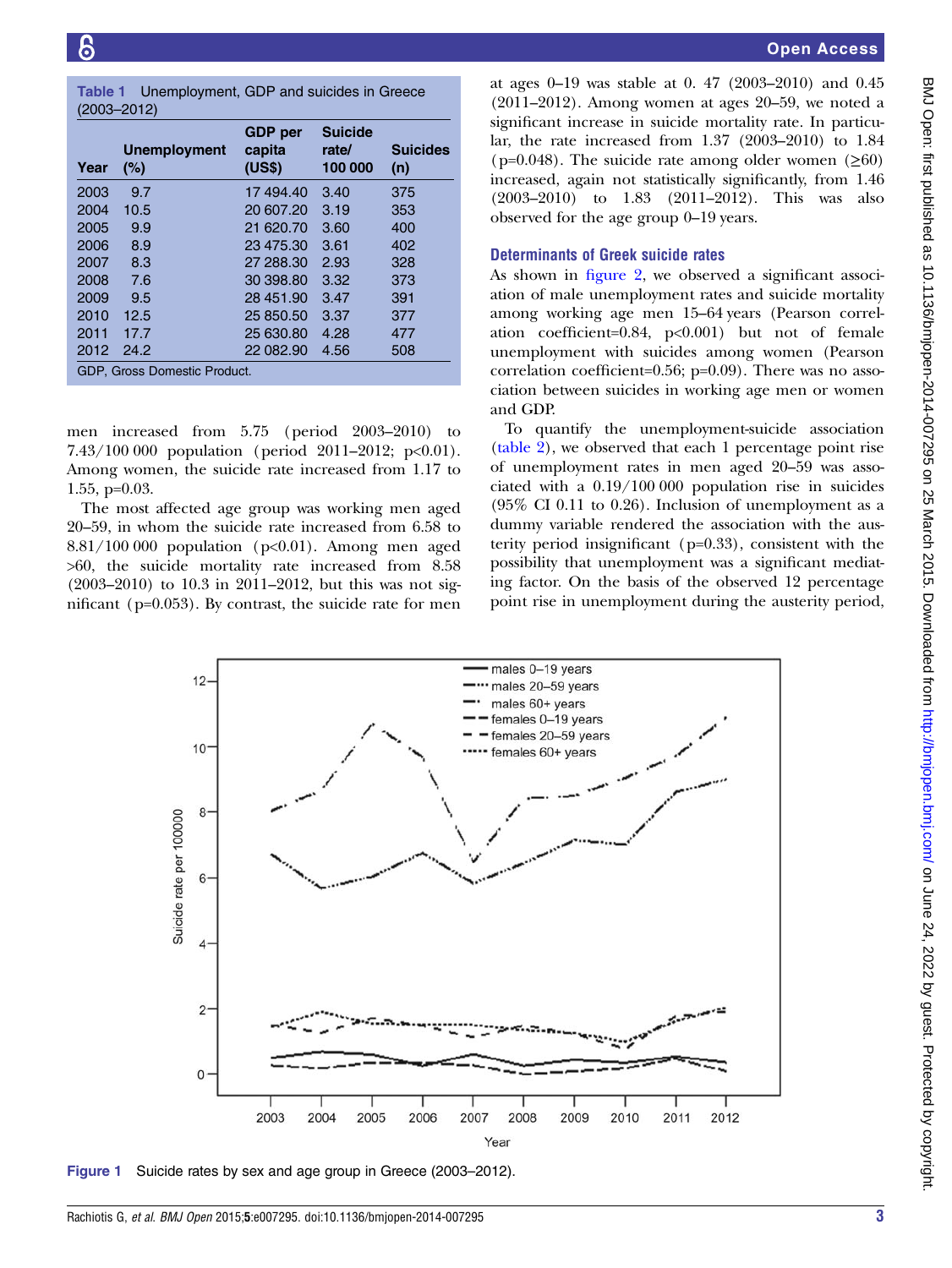**Table 1** Unemployment, GDP and suicides in Greece (2003–2012)

| Year | Unemployment (%) | GDP per capita (US$) | Suicide rate/ 100 000 | Suicides (n) |
|---|---|---|---|---|
| 2003 | 9.7 | 17 494.40 | 3.40 | 375 |
| 2004 | 10.5 | 20 607.20 | 3.19 | 353 |
| 2005 | 9.9 | 21 620.70 | 3.60 | 400 |
| 2006 | 8.9 | 23 475.30 | 3.61 | 402 |
| 2007 | 8.3 | 27 288.30 | 2.93 | 328 |
| 2008 | 7.6 | 30 398.80 | 3.32 | 373 |
| 2009 | 9.5 | 28 451.90 | 3.47 | 391 |
| 2010 | 12.5 | 25 850.50 | 3.37 | 377 |
| 2011 | 17.7 | 25 630.80 | 4.28 | 477 |
| 2012 | 24.2 | 22 082.90 | 4.56 | 508 |

GDP, Gross Domestic Product.

men increased from 5.75 (period 2003–2010) to 7.43/100 000 population (period 2011–2012; p<0.01). Among women, the suicide rate increased from 1.17 to 1.55, p=0.03.

The most affected age group was working men aged 20–59, in whom the suicide rate increased from 6.58 to 8.81/100 000 population (p<0.01). Among men aged >60, the suicide mortality rate increased from 8.58 (2003–2010) to 10.3 in 2011–2012, but this was not significant (p=0.053). By contrast, the suicide rate for men at ages 0–19 was stable at 0. 47 (2003–2010) and 0.45 (2011–2012). Among women at ages 20–59, we noted a significant increase in suicide mortality rate. In particular, the rate increased from 1.37 (2003–2010) to 1.84 (p=0.048). The suicide rate among older women (≥60) increased, again not statistically significantly, from 1.46 (2003–2010) to 1.83 (2011–2012). This was also observed for the age group 0–19 years.

### Determinants of Greek suicide rates

As shown in figure 2, we observed a significant association of male unemployment rates and suicide mortality among working age men 15–64 years (Pearson correlation coefficient=0.84, p<0.001) but not of female unemployment with suicides among women (Pearson correlation coefficient=0.56; p=0.09). There was no association between suicides in working age men or women and GDP.

To quantify the unemployment-suicide association (table 2), we observed that each 1 percentage point rise of unemployment rates in men aged 20–59 was associated with a 0.19/100 000 population rise in suicides (95% CI 0.11 to 0.26). Inclusion of unemployment as a dummy variable rendered the association with the austerity period insignificant (p=0.33), consistent with the possibility that unemployment was a significant mediating factor. On the basis of the observed 12 percentage point rise in unemployment during the austerity period,

**Figure 1** Suicide rates by sex and age group in Greece (2003–2012).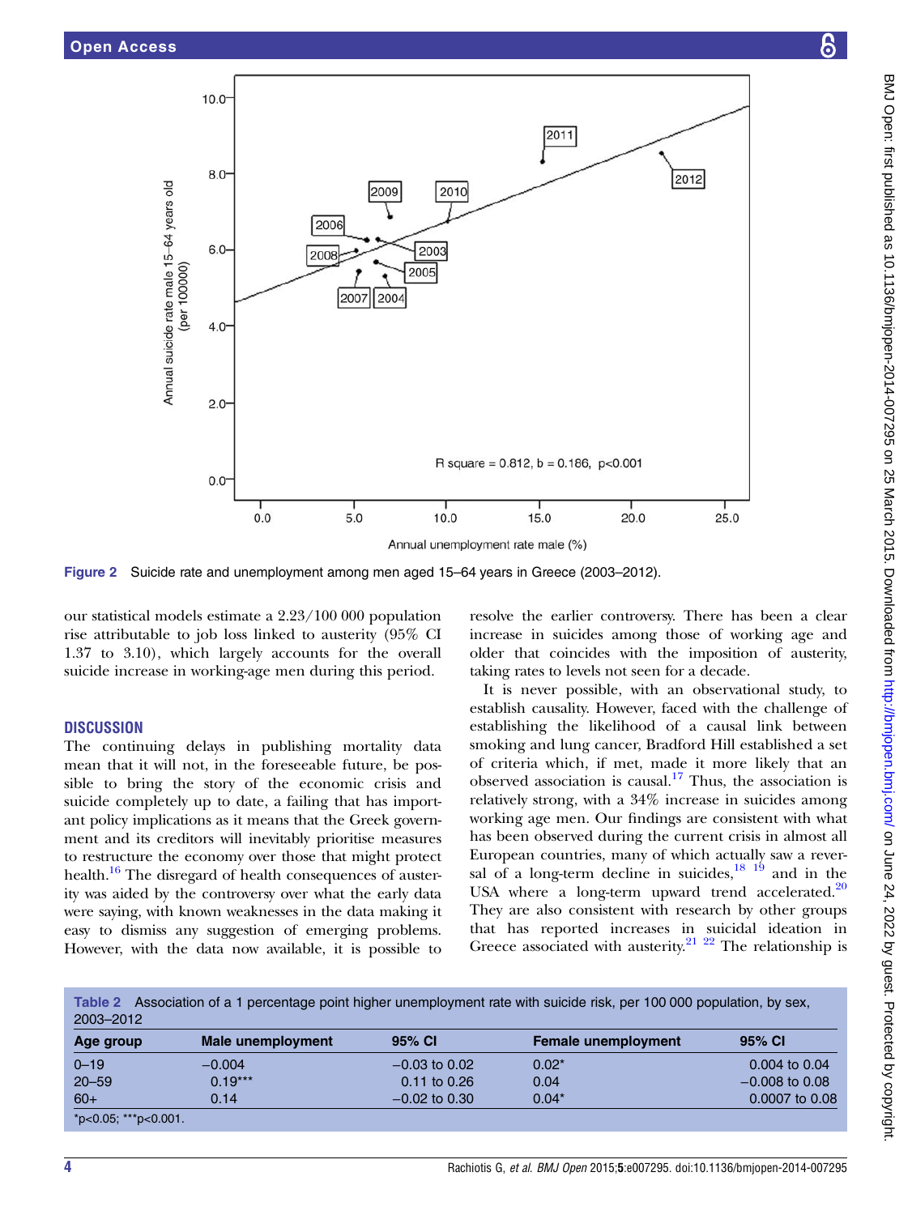Figure 2 Suicide rate and unemployment among men aged 15–64 years in Greece (2003–2012).

our statistical models estimate a 2.23/100 000 population rise attributable to job loss linked to austerity (95% CI 1.37 to 3.10), which largely accounts for the overall suicide increase in working-age men during this period.

## DISCUSSION

The continuing delays in publishing mortality data mean that it will not, in the foreseeable future, be possible to bring the story of the economic crisis and suicide completely up to date, a failing that has important policy implications as it means that the Greek government and its creditors will inevitably prioritise measures to restructure the economy over those that might protect health.[16] The disregard of health consequences of austerity was aided by the controversy over what the early data were saying, with known weaknesses in the data making it easy to dismiss any suggestion of emerging problems. However, with the data now available, it is possible to resolve the earlier controversy. There has been a clear increase in suicides among those of working age and older that coincides with the imposition of austerity, taking rates to levels not seen for a decade.

It is never possible, with an observational study, to establish causality. However, faced with the challenge of establishing the likelihood of a causal link between smoking and lung cancer, Bradford Hill established a set of criteria which, if met, made it more likely that an observed association is causal.[17] Thus, the association is relatively strong, with a 34% increase in suicides among working age men. Our findings are consistent with what has been observed during the current crisis in almost all European countries, many of which actually saw a reversal of a long-term decline in suicides,[18 19] and in the USA where a long-term upward trend accelerated.[20] They are also consistent with research by other groups that has reported increases in suicidal ideation in Greece associated with austerity.[21 22] The relationship is

**Table 2** Association of a 1 percentage point higher unemployment rate with suicide risk, per 100 000 population, by sex, 2003–2012

| Age group | Male unemployment | 95% CI | Female unemployment | 95% CI |
|---|---|---|---|---|
| 0–19 | −0.004 | −0.03 to 0.02 | 0.02* | 0.004 to 0.04 |
| 20–59 | 0.19*** | 0.11 to 0.26 | 0.04 | −0.008 to 0.08 |
| 60+ | 0.14 | −0.02 to 0.30 | 0.04* | 0.0007 to 0.08 |

*p<0.05; ***p<0.001.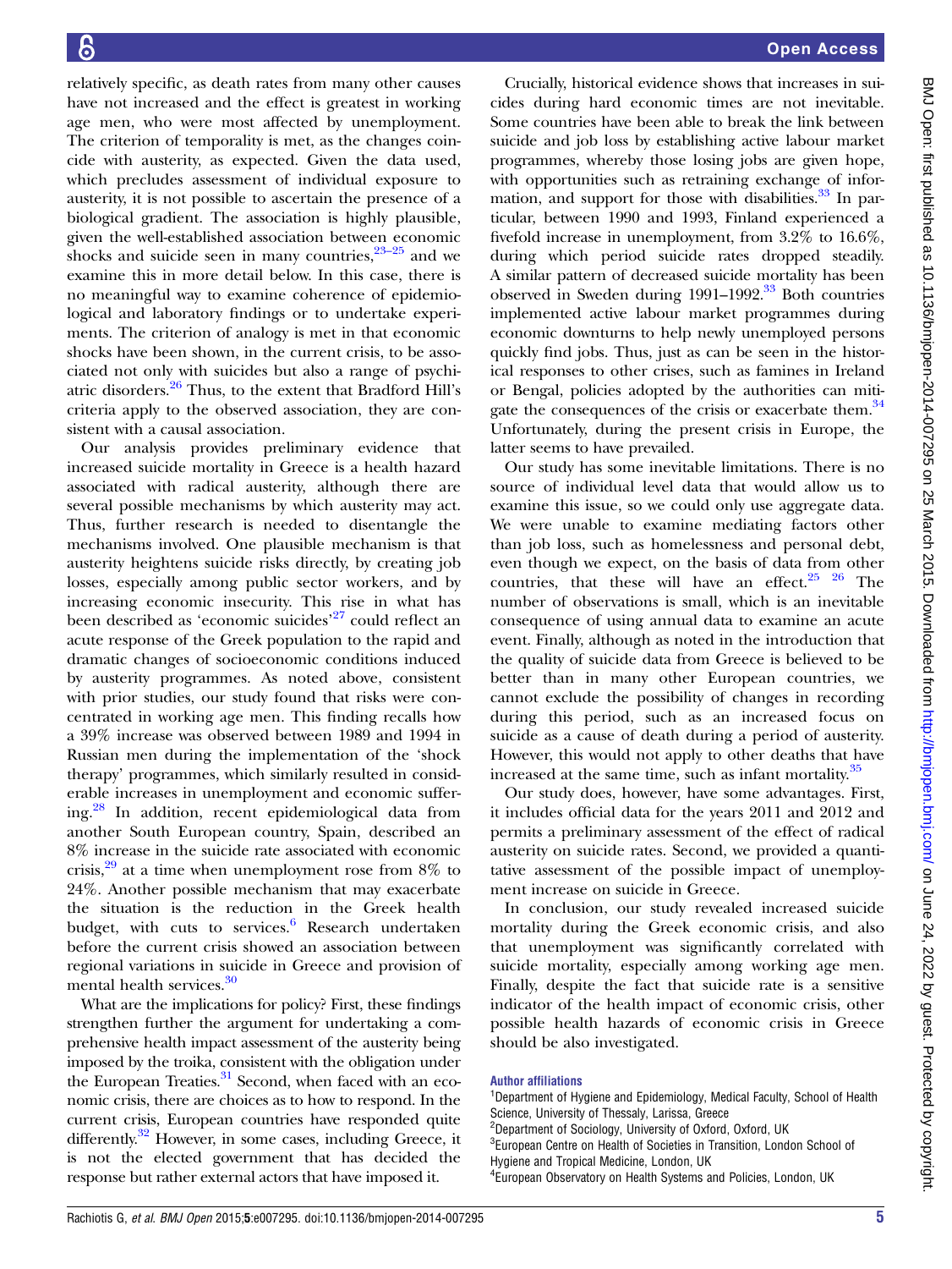relatively specific, as death rates from many other causes have not increased and the effect is greatest in working age men, who were most affected by unemployment. The criterion of temporality is met, as the changes coincide with austerity, as expected. Given the data used, which precludes assessment of individual exposure to austerity, it is not possible to ascertain the presence of a biological gradient. The association is highly plausible, given the well-established association between economic shocks and suicide seen in many countries,[23–25] and we examine this in more detail below. In this case, there is no meaningful way to examine coherence of epidemiological and laboratory findings or to undertake experiments. The criterion of analogy is met in that economic shocks have been shown, in the current crisis, to be associated not only with suicides but also a range of psychiatric disorders.[26] Thus, to the extent that Bradford Hill's criteria apply to the observed association, they are consistent with a causal association.

Our analysis provides preliminary evidence that increased suicide mortality in Greece is a health hazard associated with radical austerity, although there are several possible mechanisms by which austerity may act. Thus, further research is needed to disentangle the mechanisms involved. One plausible mechanism is that austerity heightens suicide risks directly, by creating job losses, especially among public sector workers, and by increasing economic insecurity. This rise in what has been described as 'economic suicides'[27] could reflect an acute response of the Greek population to the rapid and dramatic changes of socioeconomic conditions induced by austerity programmes. As noted above, consistent with prior studies, our study found that risks were concentrated in working age men. This finding recalls how a 39% increase was observed between 1989 and 1994 in Russian men during the implementation of the 'shock therapy' programmes, which similarly resulted in considerable increases in unemployment and economic suffering.[28] In addition, recent epidemiological data from another South European country, Spain, described an 8% increase in the suicide rate associated with economic crisis,[29] at a time when unemployment rose from 8% to 24%. Another possible mechanism that may exacerbate the situation is the reduction in the Greek health budget, with cuts to services.[6] Research undertaken before the current crisis showed an association between regional variations in suicide in Greece and provision of mental health services.[30]

What are the implications for policy? First, these findings strengthen further the argument for undertaking a comprehensive health impact assessment of the austerity being imposed by the troika, consistent with the obligation under the European Treaties.[31] Second, when faced with an economic crisis, there are choices as to how to respond. In the current crisis, European countries have responded quite differently.[32] However, in some cases, including Greece, it is not the elected government that has decided the response but rather external actors that have imposed it.

Crucially, historical evidence shows that increases in suicides during hard economic times are not inevitable. Some countries have been able to break the link between suicide and job loss by establishing active labour market programmes, whereby those losing jobs are given hope, with opportunities such as retraining exchange of information, and support for those with disabilities.[33] In particular, between 1990 and 1993, Finland experienced a fivefold increase in unemployment, from 3.2% to 16.6%, during which period suicide rates dropped steadily. A similar pattern of decreased suicide mortality has been observed in Sweden during 1991–1992.[33] Both countries implemented active labour market programmes during economic downturns to help newly unemployed persons quickly find jobs. Thus, just as can be seen in the historical responses to other crises, such as famines in Ireland or Bengal, policies adopted by the authorities can mitigate the consequences of the crisis or exacerbate them.[34] Unfortunately, during the present crisis in Europe, the latter seems to have prevailed.

Our study has some inevitable limitations. There is no source of individual level data that would allow us to examine this issue, so we could only use aggregate data. We were unable to examine mediating factors other than job loss, such as homelessness and personal debt, even though we expect, on the basis of data from other countries, that these will have an effect.[25 26] The number of observations is small, which is an inevitable consequence of using annual data to examine an acute event. Finally, although as noted in the introduction that the quality of suicide data from Greece is believed to be better than in many other European countries, we cannot exclude the possibility of changes in recording during this period, such as an increased focus on suicide as a cause of death during a period of austerity. However, this would not apply to other deaths that have increased at the same time, such as infant mortality.[35]

Our study does, however, have some advantages. First, it includes official data for the years 2011 and 2012 and permits a preliminary assessment of the effect of radical austerity on suicide rates. Second, we provided a quantitative assessment of the possible impact of unemployment increase on suicide in Greece.

In conclusion, our study revealed increased suicide mortality during the Greek economic crisis, and also that unemployment was significantly correlated with suicide mortality, especially among working age men. Finally, despite the fact that suicide rate is a sensitive indicator of the health impact of economic crisis, other possible health hazards of economic crisis in Greece should be also investigated.

**Author affiliations**

[1]Department of Hygiene and Epidemiology, Medical Faculty, School of Health Science, University of Thessaly, Larissa, Greece
[2]Department of Sociology, University of Oxford, Oxford, UK
[3]European Centre on Health of Societies in Transition, London School of Hygiene and Tropical Medicine, London, UK
[4]European Observatory on Health Systems and Policies, London, UK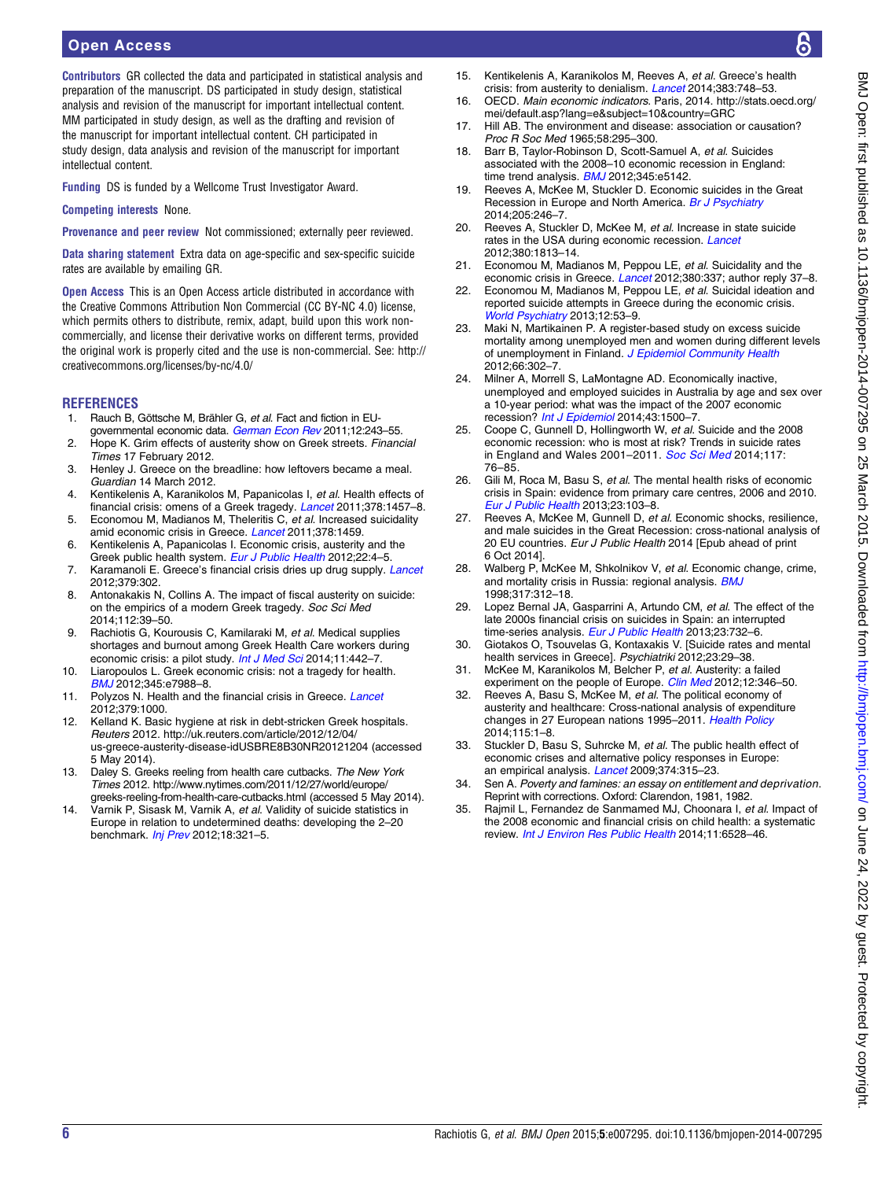**Contributors** GR collected the data and participated in statistical analysis and preparation of the manuscript. DS participated in study design, statistical analysis and revision of the manuscript for important intellectual content. MM participated in study design, as well as the drafting and revision of the manuscript for important intellectual content. CH participated in study design, data analysis and revision of the manuscript for important intellectual content.

**Funding** DS is funded by a Wellcome Trust Investigator Award.

**Competing interests** None.

**Provenance and peer review** Not commissioned; externally peer reviewed.

**Data sharing statement** Extra data on age-specific and sex-specific suicide rates are available by emailing GR.

**Open Access** This is an Open Access article distributed in accordance with the Creative Commons Attribution Non Commercial (CC BY-NC 4.0) license, which permits others to distribute, remix, adapt, build upon this work non-commercially, and license their derivative works on different terms, provided the original work is properly cited and the use is non-commercial. See: http://creativecommons.org/licenses/by-nc/4.0/

## REFERENCES

1. Rauch B, Göttsche M, Brähler G, *et al.* Fact and fiction in EU-governmental economic data. *German Econ Rev* 2011;12:243–55.
2. Hope K. Grim effects of austerity show on Greek streets. *Financial Times* 17 February 2012.
3. Henley J. Greece on the breadline: how leftovers became a meal. *Guardian* 14 March 2012.
4. Kentikelenis A, Karanikolos M, Papanicolas I, *et al.* Health effects of financial crisis: omens of a Greek tragedy. *Lancet* 2011;378:1457–8.
5. Economou M, Madianos M, Theleritis C, *et al.* Increased suicidality amid economic crisis in Greece. *Lancet* 2011;378:1459.
6. Kentikelenis A, Papanicolas I. Economic crisis, austerity and the Greek public health system. *Eur J Public Health* 2012;22:4–5.
7. Karamanoli E. Greece's financial crisis dries up drug supply. *Lancet* 2012;379:302.
8. Antonakakis N, Collins A. The impact of fiscal austerity on suicide: on the empirics of a modern Greek tragedy. *Soc Sci Med* 2014;112:39–50.
9. Rachiotis G, Kourousis C, Kamilaraki M, *et al.* Medical supplies shortages and burnout among Greek Health Care workers during economic crisis: a pilot study. *Int J Med Sci* 2014;11:442–7.
10. Liaropoulos L. Greek economic crisis: not a tragedy for health. *BMJ* 2012;345:e7988–8.
11. Polyzos N. Health and the financial crisis in Greece. *Lancet* 2012;379:1000.
12. Kelland K. Basic hygiene at risk in debt-stricken Greek hospitals. *Reuters* 2012. http://uk.reuters.com/article/2012/12/04/us-greece-austerity-disease-idUSBRE8B30NR20121204 (accessed 5 May 2014).
13. Daley S. Greeks reeling from health care cutbacks. *The New York Times* 2012. http://www.nytimes.com/2011/12/27/world/europe/greeks-reeling-from-health-care-cutbacks.html (accessed 5 May 2014).
14. Varnik P, Sisask M, Varnik A, *et al.* Validity of suicide statistics in Europe in relation to undetermined deaths: developing the 2–20 benchmark. *Inj Prev* 2012;18:321–5.
15. Kentikelenis A, Karanikolos M, Reeves A, *et al.* Greece's health crisis: from austerity to denialism. *Lancet* 2014;383:748–53.
16. OECD. *Main economic indicators.* Paris, 2014. http://stats.oecd.org/mei/default.asp?lang=e&subject=10&country=GRC
17. Hill AB. The environment and disease: association or causation? *Proc R Soc Med* 1965;58:295–300.
18. Barr B, Taylor-Robinson D, Scott-Samuel A, *et al.* Suicides associated with the 2008–10 economic recession in England: time trend analysis. *BMJ* 2012;345:e5142.
19. Reeves A, McKee M, Stuckler D. Economic suicides in the Great Recession in Europe and North America. *Br J Psychiatry* 2014;205:246–7.
20. Reeves A, Stuckler D, McKee M, *et al.* Increase in state suicide rates in the USA during economic recession. *Lancet* 2012;380:1813–14.
21. Economou M, Madianos M, Peppou LE, *et al.* Suicidality and the economic crisis in Greece. *Lancet* 2012;380:337; author reply 37–8.
22. Economou M, Madianos M, Peppou LE, *et al.* Suicidal ideation and reported suicide attempts in Greece during the economic crisis. *World Psychiatry* 2013;12:53–9.
23. Maki N, Martikainen P. A register-based study on excess suicide mortality among unemployed men and women during different levels of unemployment in Finland. *J Epidemiol Community Health* 2012;66:302–7.
24. Milner A, Morrell S, LaMontagne AD. Economically inactive, unemployed and employed suicides in Australia by age and sex over a 10-year period: what was the impact of the 2007 economic recession? *Int J Epidemiol* 2014;43:1500–7.
25. Coope C, Gunnell D, Hollingworth W, *et al.* Suicide and the 2008 economic recession: who is most at risk? Trends in suicide rates in England and Wales 2001–2011. *Soc Sci Med* 2014;117:76–85.
26. Gili M, Roca M, Basu S, *et al.* The mental health risks of economic crisis in Spain: evidence from primary care centres, 2006 and 2010. *Eur J Public Health* 2013;23:103–8.
27. Reeves A, McKee M, Gunnell D, *et al.* Economic shocks, resilience, and male suicides in the Great Recession: cross-national analysis of 20 EU countries. *Eur J Public Health* 2014 [Epub ahead of print 6 Oct 2014].
28. Walberg P, McKee M, Shkolnikov V, *et al.* Economic change, crime, and mortality crisis in Russia: regional analysis. *BMJ* 1998;317:312–18.
29. Lopez Bernal JA, Gasparrini A, Artundo CM, *et al.* The effect of the late 2000s financial crisis on suicides in Spain: an interrupted time-series analysis. *Eur J Public Health* 2013;23:732–6.
30. Giotakos O, Tsouvelas G, Kontaxakis V. [Suicide rates and mental health services in Greece]. *Psychiatriki* 2012;23:29–38.
31. McKee M, Karanikolos M, Belcher P, *et al.* Austerity: a failed experiment on the people of Europe. *Clin Med* 2012;12:346–50.
32. Reeves A, Basu S, McKee M, *et al.* The political economy of austerity and healthcare: Cross-national analysis of expenditure changes in 27 European nations 1995–2011. *Health Policy* 2014;115:1–8.
33. Stuckler D, Basu S, Suhrcke M, *et al.* The public health effect of economic crises and alternative policy responses in Europe: an empirical analysis. *Lancet* 2009;374:315–23.
34. Sen A. *Poverty and famines: an essay on entitlement and deprivation*. Reprint with corrections. Oxford: Clarendon, 1981, 1982.
35. Rajmil L, Fernandez de Sanmamed MJ, Choonara I, *et al.* Impact of the 2008 economic and financial crisis on child health: a systematic review. *Int J Environ Res Public Health* 2014;11:6528–46.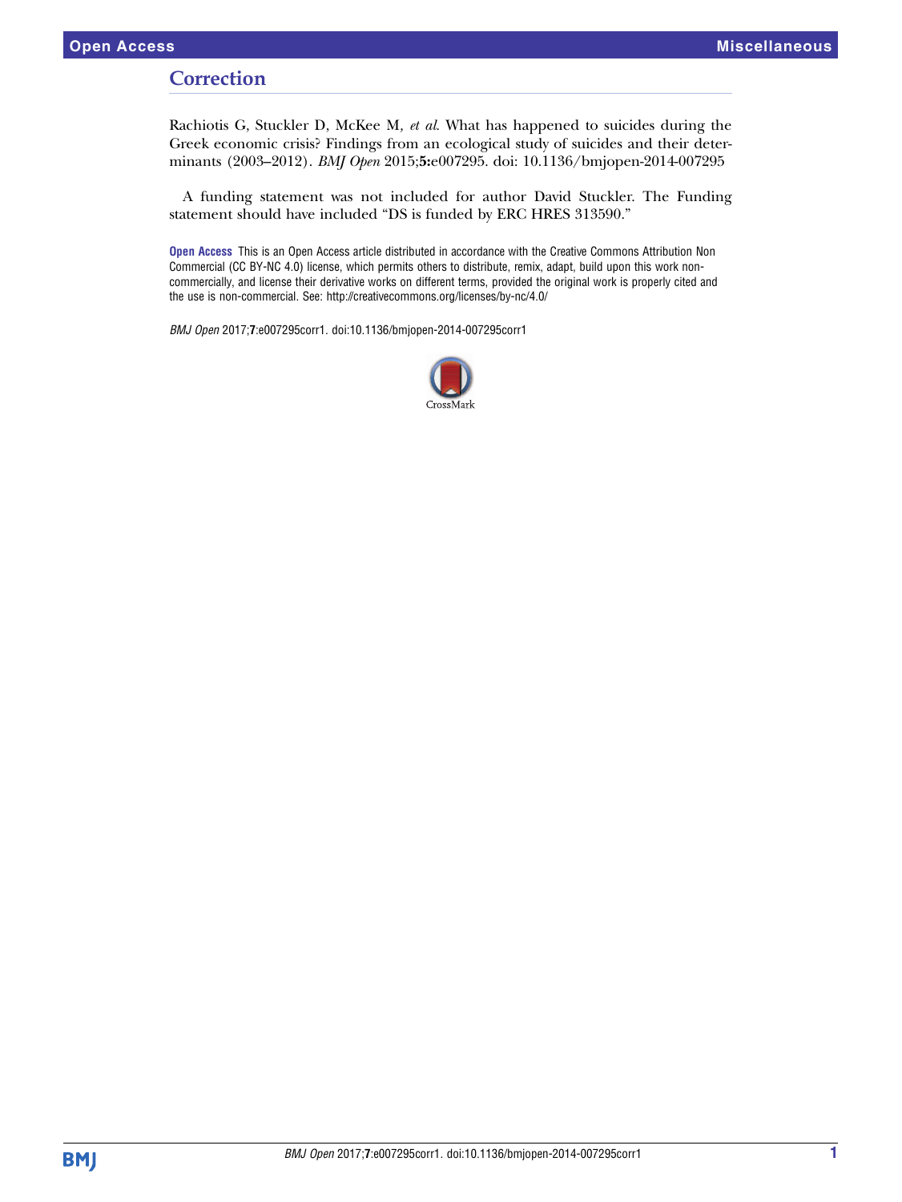# Correction

Rachiotis G, Stuckler D, McKee M, *et al*. What has happened to suicides during the Greek economic crisis? Findings from an ecological study of suicides and their determinants (2003–2012). *BMJ Open* 2015;**5:**e007295. doi: 10.1136/bmjopen-2014-007295

A funding statement was not included for author David Stuckler. The Funding statement should have included "DS is funded by ERC HRES 313590."

**Open Access** This is an Open Access article distributed in accordance with the Creative Commons Attribution Non Commercial (CC BY-NC 4.0) license, which permits others to distribute, remix, adapt, build upon this work non-commercially, and license their derivative works on different terms, provided the original work is properly cited and the use is non-commercial. See: http://creativecommons.org/licenses/by-nc/4.0/

*BMJ Open* 2017;**7**:e007295corr1. doi:10.1136/bmjopen-2014-007295corr1